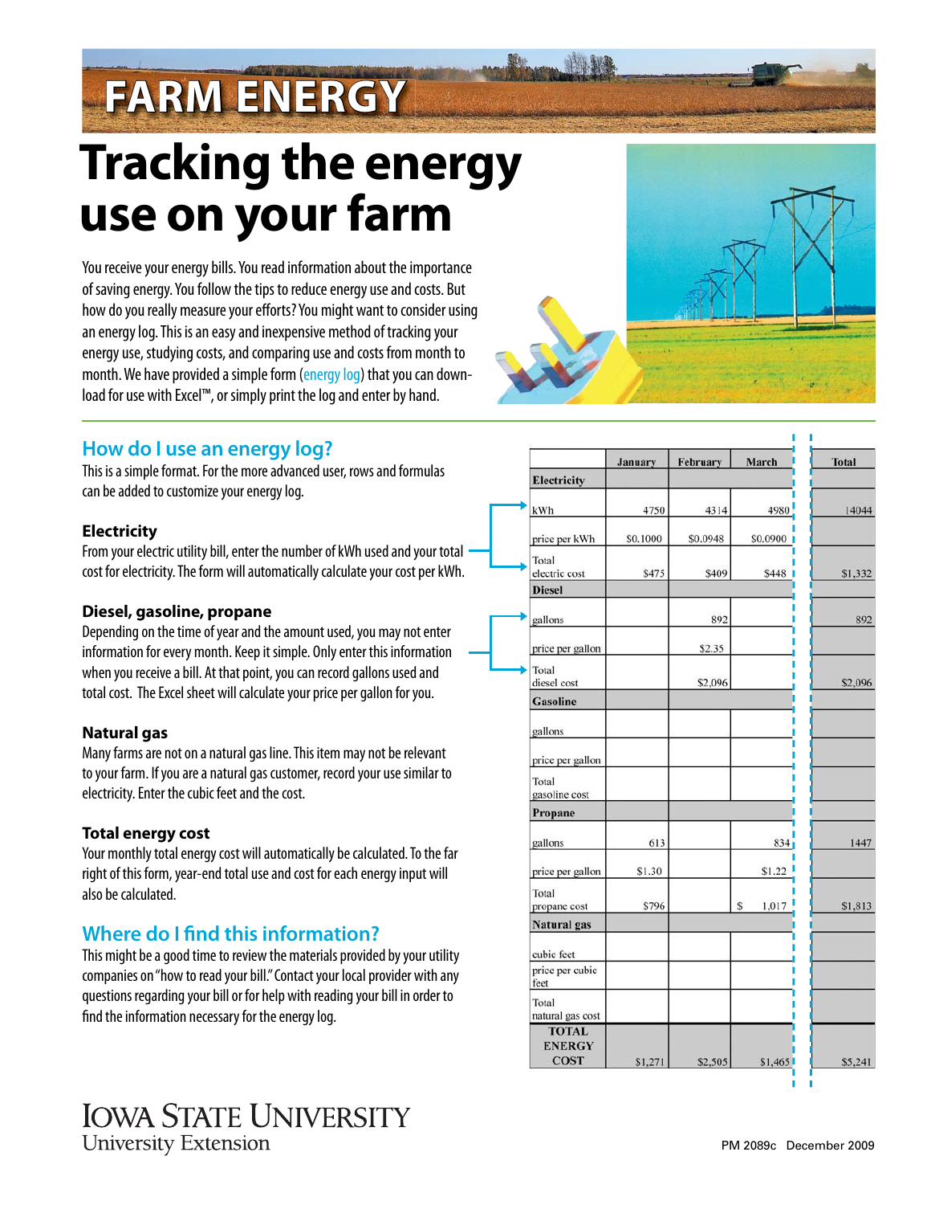# FARM ENERGY

# Tracking the energy use on your farm

You receive your energy bills. You read information about the importance of saving energy. You follow the tips to reduce energy use and costs. But how do you really measure your efforts? You might want to consider using an energy log. This is an easy and inexpensive method of tracking your energy use, studying costs, and comparing use and costs from month to month. We have provided a simple form (energy log) that you can download for use with Excel™, or simply print the log and enter by hand.

## How do I use an energy log?

This is a simple format. For the more advanced user, rows and formulas can be added to customize your energy log.

### Electricity

From your electric utility bill, enter the number of kWh used and your total cost for electricity. The form will automatically calculate your cost per kWh.

### Diesel, gasoline, propane

Depending on the time of year and the amount used, you may not enter information for every month. Keep it simple. Only enter this information when you receive a bill. At that point, you can record gallons used and total cost. The Excel sheet will calculate your price per gallon for you.

### Natural gas

Many farms are not on a natural gas line. This item may not be relevant to your farm. If you are a natural gas customer, record your use similar to electricity. Enter the cubic feet and the cost.

### Total energy cost

Your monthly total energy cost will automatically be calculated. To the far right of this form, year-end total use and cost for each energy input will also be calculated.

## Where do I find this information?

This might be a good time to review the materials provided by your utility companies on "how to read your bill." Contact your local provider with any questions regarding your bill or for help with reading your bill in order to find the information necessary for the energy log.

| | January | February | March | Total |
|---|---|---|---|---|
| **Electricity** | | | | |
| kWh | 4750 | 4314 | 4980 | 14044 |
| price per kWh | $0.1000 | $0.0948 | $0.0900 | |
| Total electric cost | $475 | $409 | $448 | $1,332 |
| **Diesel** | | | | |
| gallons | | 892 | | 892 |
| price per gallon | | $2.35 | | |
| Total diesel cost | | $2,096 | | $2,096 |
| **Gasoline** | | | | |
| gallons | | | | |
| price per gallon | | | | |
| Total gasoline cost | | | | |
| **Propane** | | | | |
| gallons | 613 | | 834 | 1447 |
| price per gallon | $1.30 | | $1.22 | |
| Total propane cost | $796 | | $ 1,017 | $1,813 |
| **Natural gas** | | | | |
| cubic feet | | | | |
| price per cubic feet | | | | |
| Total natural gas cost | | | | |
| **TOTAL ENERGY COST** | $1,271 | $2,505 | $1,465 | $5,241 |

IOWA STATE UNIVERSITY
University Extension

PM 2089c December 2009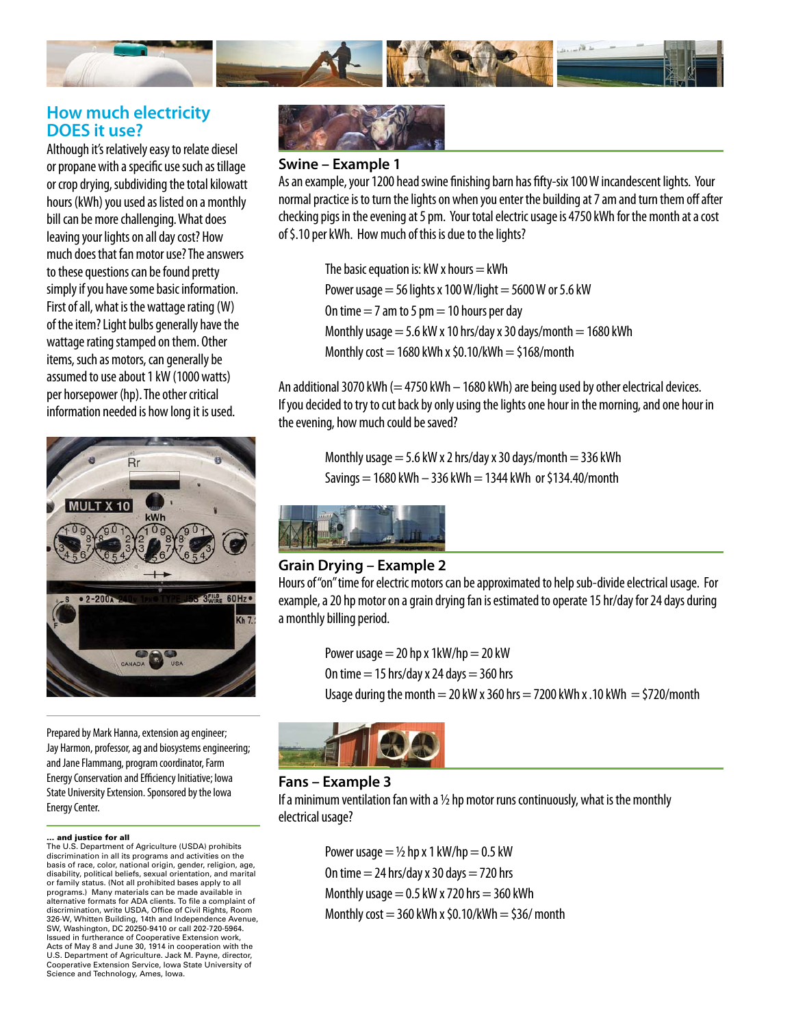## How much electricity DOES it use?

Although it's relatively easy to relate diesel or propane with a specific use such as tillage or crop drying, subdividing the total kilowatt hours (kWh) you used as listed on a monthly bill can be more challenging. What does leaving your lights on all day cost? How much does that fan motor use? The answers to these questions can be found pretty simply if you have some basic information. First of all, what is the wattage rating (W) of the item? Light bulbs generally have the wattage rating stamped on them. Other items, such as motors, can generally be assumed to use about 1 kW (1000 watts) per horsepower (hp). The other critical information needed is how long it is used.

### Swine – Example 1

As an example, your 1200 head swine finishing barn has fifty-six 100 W incandescent lights. Your normal practice is to turn the lights on when you enter the building at 7 am and turn them off after checking pigs in the evening at 5 pm. Your total electric usage is 4750 kWh for the month at a cost of $.10 per kWh. How much of this is due to the lights?

The basic equation is: kW x hours = kWh
Power usage = 56 lights x 100 W/light = 5600 W or 5.6 kW
On time = 7 am to 5 pm = 10 hours per day
Monthly usage = 5.6 kW x 10 hrs/day x 30 days/month = 1680 kWh
Monthly cost = 1680 kWh x $0.10/kWh = $168/month

An additional 3070 kWh (= 4750 kWh – 1680 kWh) are being used by other electrical devices. If you decided to try to cut back by only using the lights one hour in the morning, and one hour in the evening, how much could be saved?

Monthly usage = 5.6 kW x 2 hrs/day x 30 days/month = 336 kWh
Savings = 1680 kWh – 336 kWh = 1344 kWh or $134.40/month

### Grain Drying – Example 2

Hours of "on" time for electric motors can be approximated to help sub-divide electrical usage. For example, a 20 hp motor on a grain drying fan is estimated to operate 15 hr/day for 24 days during a monthly billing period.

Power usage = 20 hp x 1kW/hp = 20 kW
On time = 15 hrs/day x 24 days = 360 hrs
Usage during the month = 20 kW x 360 hrs = 7200 kWh x .10 kWh = $720/month

### Fans – Example 3

If a minimum ventilation fan with a ½ hp motor runs continuously, what is the monthly electrical usage?

Power usage = ½ hp x 1 kW/hp = 0.5 kW
On time = 24 hrs/day x 30 days = 720 hrs
Monthly usage = 0.5 kW x 720 hrs = 360 kWh
Monthly cost = 360 kWh x $0.10/kWh = $36/ month

Prepared by Mark Hanna, extension ag engineer; Jay Harmon, professor, ag and biosystems engineering; and Jane Flammang, program coordinator, Farm Energy Conservation and Efficiency Initiative; Iowa State University Extension. Sponsored by the Iowa Energy Center.

**... and justice for all**
The U.S. Department of Agriculture (USDA) prohibits discrimination in all its programs and activities on the basis of race, color, national origin, gender, religion, age, disability, political beliefs, sexual orientation, and marital or family status. (Not all prohibited bases apply to all programs.) Many materials can be made available in alternative formats for ADA clients. To file a complaint of discrimination, write USDA, Office of Civil Rights, Room 326-W, Whitten Building, 14th and Independence Avenue, SW, Washington, DC 20250-9410 or call 202-720-5964.
Issued in furtherance of Cooperative Extension work, Acts of May 8 and June 30, 1914 in cooperation with the U.S. Department of Agriculture. Jack M. Payne, director, Cooperative Extension Service, Iowa State University of Science and Technology, Ames, Iowa.